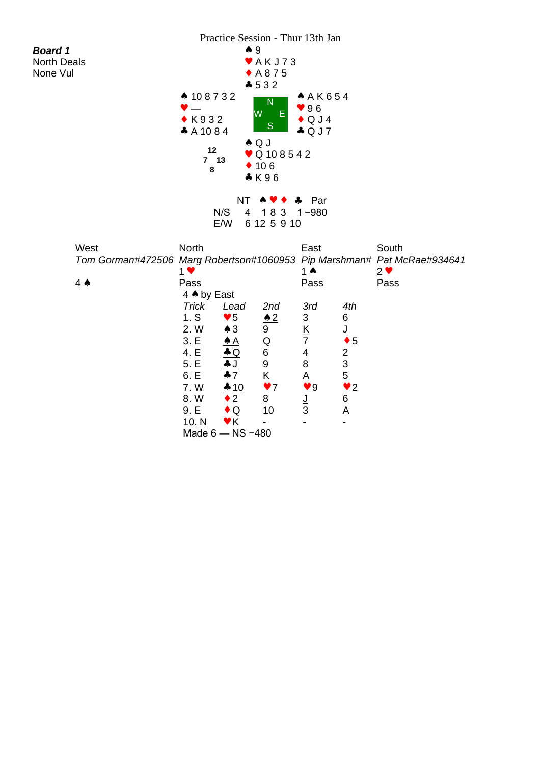Practice Session - Thur 13th Jan

**Board 1**
North Deals
None Vul

North:
♠ 9
♥ A K J 7 3
♦ A 8 7 5
♣ 5 3 2

West:
♠ 10 8 7 3 2
♥ —
♦ K 9 3 2
♣ A 10 8 4

East:
♠ A K 6 5 4
♥ 9 6
♦ Q J 4
♣ Q J 7

South:
♠ Q J
♥ Q 10 8 5 4 2
♦ 10 6
♣ K 9 6

HCP: N 12, W 7, E 13, S 8

| | NT | ♠ | ♥ | ♦ | ♣ | Par |
|---|---|---|---|---|---|---|
| N/S | 4 | 1 | 8 | 3 | 1 | −980 |
| E/W | 6 | 12 | 5 | 9 | 10 | |

| West | North | East | South |
|---|---|---|---|
| *Tom Gorman#472506* | *Marg Robertson#1060953* | *Pip Marshman#* | *Pat McRae#934641* |
| | 1♥ | 1♠ | 2♥ |
| 4♠ | Pass | Pass | Pass |

4♠ by East

| *Trick* | *Lead* | *2nd* | *3rd* | *4th* |
|---|---|---|---|---|
| 1. S | ♥5 | ♠2 | 3 | 6 |
| 2. W | ♠3 | 9 | K | J |
| 3. E | ♠A | Q | 7 | ♦5 |
| 4. E | ♣Q | 6 | 4 | 2 |
| 5. E | ♣J | 9 | 8 | 3 |
| 6. E | ♣7 | K | A | 5 |
| 7. W | ♣10 | ♥7 | ♥9 | ♥2 |
| 8. W | ♦2 | 8 | J | 6 |
| 9. E | ♦Q | 10 | 3 | A |
| 10. N | ♥K | - | - | - |

Made 6 — NS −480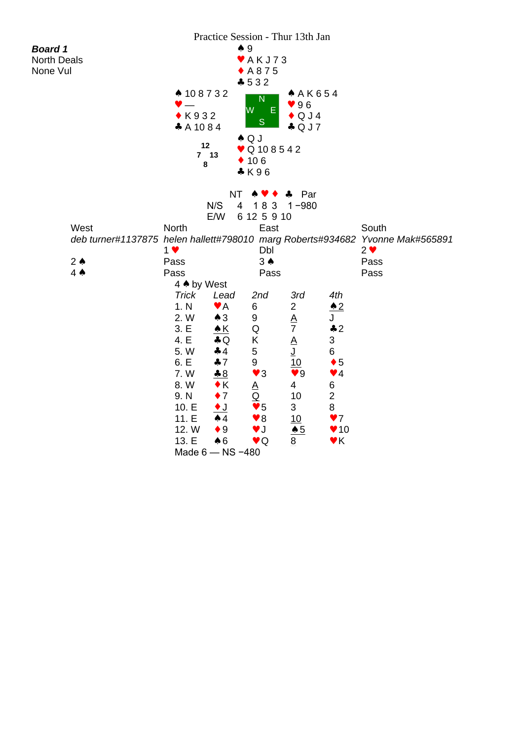Practice Session - Thur 13th Jan

**Board 1**
North Deals
None Vul

North:
♠ 9
♥ A K J 7 3
♦ A 8 7 5
♣ 5 3 2

West:
♠ 10 8 7 3 2
♥ —
♦ K 9 3 2
♣ A 10 8 4

East:
♠ A K 6 5 4
♥ 9 6
♦ Q J 4
♣ Q J 7

South:
♠ Q J
♥ Q 10 8 5 4 2
♦ 10 6
♣ K 9 6

HCP: N 12, W 7, E 13, S 8

| | NT | ♠ | ♥ | ♦ | ♣ | Par |
|---|---|---|---|---|---|---|
| N/S | 4 | 1 | 8 | 3 | 1 | −980 |
| E/W | 6 | 12 | 5 | 9 | 10 | |

| West | North | East | South |
|---|---|---|---|
| *deb turner#1137875* | *helen hallett#798010* | *marg Roberts#934682* | *Yvonne Mak#565891* |
| | 1 ♥ | Dbl | 2 ♥ |
| 2 ♠ | Pass | 3 ♠ | Pass |
| 4 ♠ | Pass | Pass | Pass |

4 ♠ by West

| *Trick* | *Lead* | *2nd* | *3rd* | *4th* |
|---|---|---|---|---|
| 1. N | ♥A | 6 | 2 | ♠2 |
| 2. W | ♠3 | 9 | A | J |
| 3. E | ♠K | Q | 7 | ♣2 |
| 4. E | ♣Q | K | A | 3 |
| 5. W | ♣4 | 5 | J | 6 |
| 6. E | ♣7 | 9 | 10 | ♦5 |
| 7. W | ♣8 | ♥3 | ♥9 | ♥4 |
| 8. W | ♦K | A | 4 | 6 |
| 9. N | ♦7 | Q | 10 | 2 |
| 10. E | ♦J | ♥5 | 3 | 8 |
| 11. E | ♠4 | ♥8 | 10 | ♥7 |
| 12. W | ♦9 | ♥J | ♠5 | ♥10 |
| 13. E | ♠6 | ♥Q | 8 | ♥K |

Made 6 — NS −480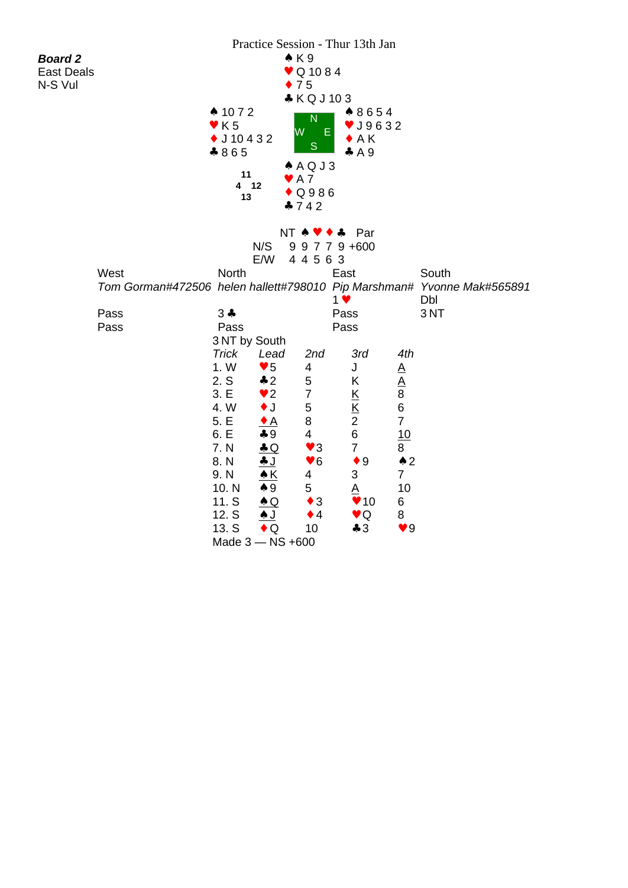Practice Session - Thur 13th Jan

***Board 2***
East Deals
N-S Vul

**North**
♠ K 9
♥ Q 10 8 4
♦ 7 5
♣ K Q J 10 3

**West**
♠ 10 7 2
♥ K 5
♦ J 10 4 3 2
♣ 8 6 5

**East**
♠ 8 6 5 4
♥ J 9 6 3 2
♦ A K
♣ A 9

**South**
♠ A Q J 3
♥ A 7
♦ Q 9 8 6
♣ 7 4 2

HCP: N 11, W 4, E 12, S 13

| | NT | ♠ | ♥ | ♦ | ♣ | Par |
|---|---|---|---|---|---|---|
| N/S | 9 | 9 | 7 | 7 | 9 | +600 |
| E/W | 4 | 4 | 5 | 6 | 3 | |

| West | North | East | South |
|---|---|---|---|
| *Tom Gorman#472506* | *helen hallett#798010* | *Pip Marshman#* | *Yvonne Mak#565891* |
| | | 1 ♥ | Dbl |
| Pass | 3 ♣ | Pass | 3 NT |
| Pass | Pass | Pass | |

3 NT by South

| *Trick* | *Lead* | *2nd* | *3rd* | *4th* |
|---|---|---|---|---|
| 1. W | ♥5 | 4 | J | A |
| 2. S | ♣2 | 5 | K | A |
| 3. E | ♥2 | 7 | K | 8 |
| 4. W | ♦J | 5 | K | 6 |
| 5. E | ♦A | 8 | 2 | 7 |
| 6. E | ♣9 | 4 | 6 | 10 |
| 7. N | ♣Q | ♥3 | 7 | 8 |
| 8. N | ♣J | ♥6 | ♦9 | ♠2 |
| 9. N | ♠K | 4 | 3 | 7 |
| 10. N | ♠9 | 5 | A | 10 |
| 11. S | ♠Q | ♦3 | ♥10 | 6 |
| 12. S | ♠J | ♦4 | ♥Q | 8 |
| 13. S | ♦Q | 10 | ♣3 | ♥9 |

Made 3 — NS +600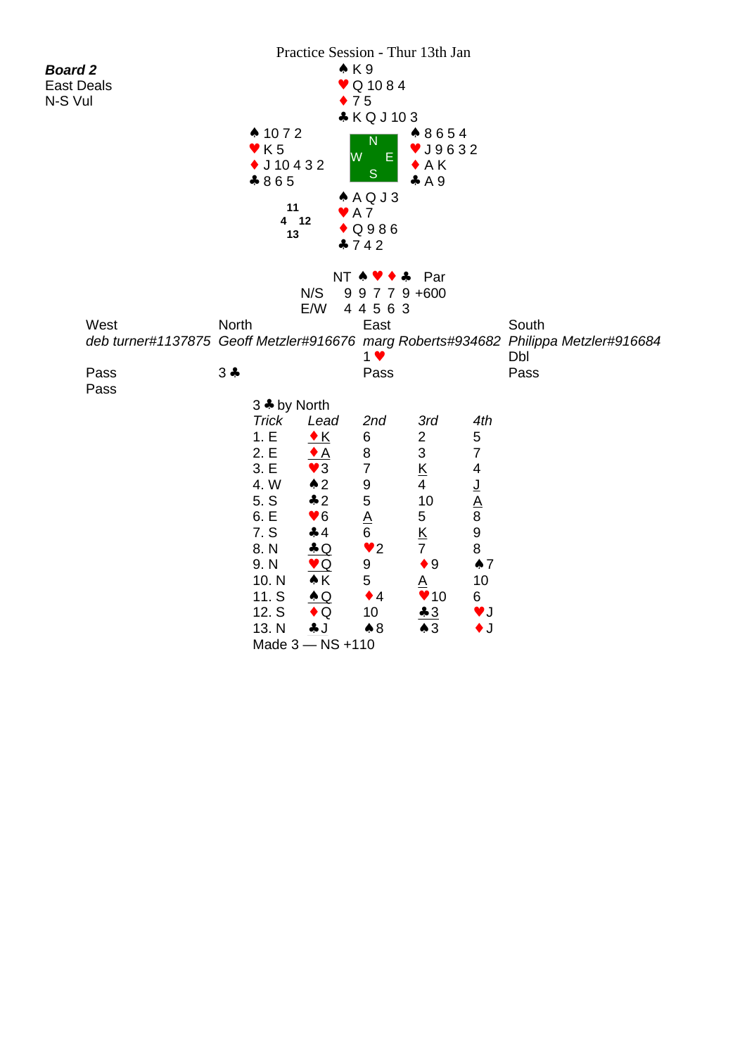Practice Session - Thur 13th Jan

**_Board 2_**
East Deals
N-S Vul

North:
♠ K 9
♥ Q 10 8 4
♦ 7 5
♣ K Q J 10 3

West:
♠ 10 7 2
♥ K 5
♦ J 10 4 3 2
♣ 8 6 5

East:
♠ 8 6 5 4
♥ J 9 6 3 2
♦ A K
♣ A 9

South:
♠ A Q J 3
♥ A 7
♦ Q 9 8 6
♣ 7 4 2

HCP: N 11, W 4, E 12, S 13

| | NT | ♠ | ♥ | ♦ | ♣ | Par |
|---|---|---|---|---|---|---|
| N/S | 9 | 9 | 7 | 7 | 9 | +600 |
| E/W | 4 | 4 | 5 | 6 | 3 | |

| West | North | East | South |
|---|---|---|---|
| *deb turner#1137875* | *Geoff Metzler#916676* | *marg Roberts#934682* | *Philippa Metzler#916684* |
| | | 1 ♥ | Dbl |
| Pass | 3 ♣ | Pass | Pass |
| Pass | | | |

3 ♣ by North

| *Trick* | *Lead* | *2nd* | *3rd* | *4th* |
|---|---|---|---|---|
| 1. E | ♦ K | 6 | 2 | 5 |
| 2. E | ♦ A | 8 | 3 | 7 |
| 3. E | ♥ 3 | 7 | K | 4 |
| 4. W | ♠ 2 | 9 | 4 | J |
| 5. S | ♣ 2 | 5 | 10 | A |
| 6. E | ♥ 6 | A | 5 | 8 |
| 7. S | ♣ 4 | 6 | K | 9 |
| 8. N | ♣ Q | ♥ 2 | 7 | 8 |
| 9. N | ♥ Q | 9 | ♦ 9 | ♠ 7 |
| 10. N | ♠ K | 5 | A | 10 |
| 11. S | ♠ Q | ♦ 4 | ♥ 10 | 6 |
| 12. S | ♦ Q | 10 | ♣ 3 | ♥ J |
| 13. N | ♣ J | ♠ 8 | ♠ 3 | ♦ J |

Made 3 — NS +110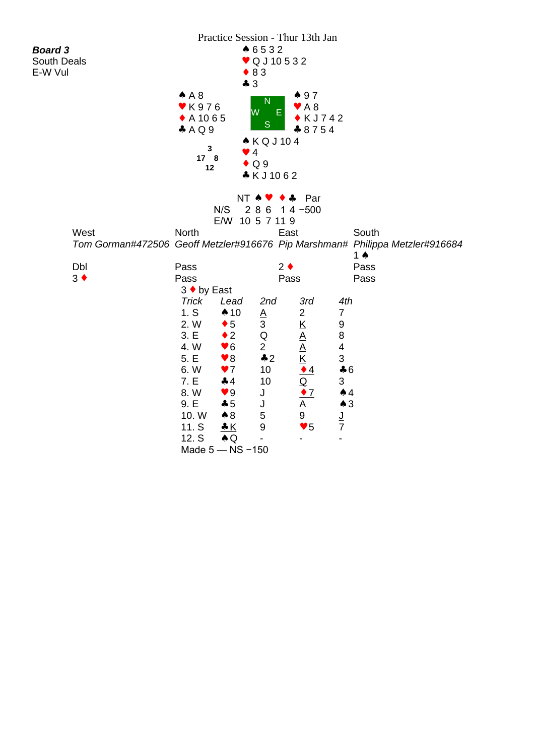Practice Session - Thur 13th Jan

***Board 3***
South Deals
E-W Vul

**North**
♠ 6 5 3 2
♥ Q J 10 5 3 2
♦ 8 3
♣ 3

**West**
♠ A 8
♥ K 9 7 6
♦ A 10 6 5
♣ A Q 9

**East**
♠ 9 7
♥ A 8
♦ K J 7 4 2
♣ 8 7 5 4

**South**
♠ K Q J 10 4
♥ 4
♦ Q 9
♣ K J 10 6 2

HCP: N 3, E 8, S 12, W 17

| | NT | ♠ | ♥ | ♦ | ♣ | Par |
|---|---|---|---|---|---|---|
| N/S | | 2 | 8 | 6 | 1 | 4 −500 |
| E/W | 10 | 5 | 7 | 11 | 9 | |

| West | North | East | South |
|---|---|---|---|
| *Tom Gorman#472506* | *Geoff Metzler#916676* | *Pip Marshman#* | *Philippa Metzler#916684* |
| | | | 1 ♠ |
| Dbl | Pass | 2 ♦ | Pass |
| 3 ♦ | Pass | Pass | Pass |

3 ♦ by East

| *Trick* | *Lead* | *2nd* | *3rd* | *4th* |
|---|---|---|---|---|
| 1. S | ♠10 | A | 2 | 7 |
| 2. W | ♦5 | 3 | K | 9 |
| 3. E | ♦2 | Q | A | 8 |
| 4. W | ♥6 | 2 | A | 4 |
| 5. E | ♥8 | ♣2 | K | 3 |
| 6. W | ♥7 | 10 | ♦4 | ♣6 |
| 7. E | ♣4 | 10 | Q | 3 |
| 8. W | ♥9 | J | ♦7 | ♠4 |
| 9. E | ♣5 | J | A | ♠3 |
| 10. W | ♠8 | 5 | 9 | J |
| 11. S | ♣K | 9 | ♥5 | 7 |
| 12. S | ♠Q | - | - | - |

Made 5 — NS −150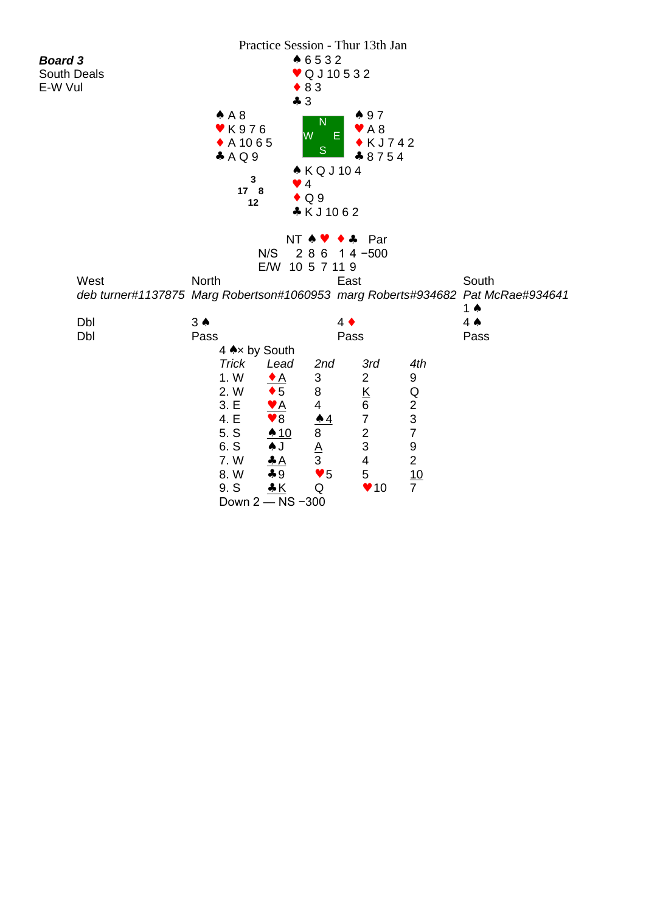Practice Session - Thur 13th Jan

**Board 3**
South Deals
E-W Vul

North:
♠ 6 5 3 2
♥ Q J 10 5 3 2
♦ 8 3
♣ 3

West:
♠ A 8
♥ K 9 7 6
♦ A 10 6 5
♣ A Q 9

East:
♠ 9 7
♥ A 8
♦ K J 7 4 2
♣ 8 7 5 4

South:
♠ K Q J 10 4
♥ 4
♦ Q 9
♣ K J 10 6 2

HCP: N 3, E 8, S 12, W 17

| | NT | ♠ | ♥ | ♦ | ♣ | Par |
|---|---|---|---|---|---|---|
| N/S | 2 | 8 | 6 | 1 | 4 | −500 |
| E/W | 10 | 5 | 7 | 11 | 9 | |

| West | North | East | South |
|---|---|---|---|
| *deb turner#1137875* | *Marg Robertson#1060953* | *marg Roberts#934682* | *Pat McRae#934641* |
| | | | 1 ♠ |
| Dbl | 3 ♠ | 4 ♦ | 4 ♠ |
| Dbl | Pass | Pass | Pass |

4 ♠× by South

| *Trick* | *Lead* | *2nd* | *3rd* | *4th* |
|---|---|---|---|---|
| 1. W | ♦A | 3 | 2 | 9 |
| 2. W | ♦5 | 8 | K | Q |
| 3. E | ♥A | 4 | 6 | 2 |
| 4. E | ♥8 | ♠4 | 7 | 3 |
| 5. S | ♠10 | 8 | 2 | 7 |
| 6. S | ♠J | A | 3 | 9 |
| 7. W | ♣A | 3 | 4 | 2 |
| 8. W | ♣9 | ♥5 | 5 | 10 |
| 9. S | ♣K | Q | ♥10 | 7 |

Down 2 — NS −300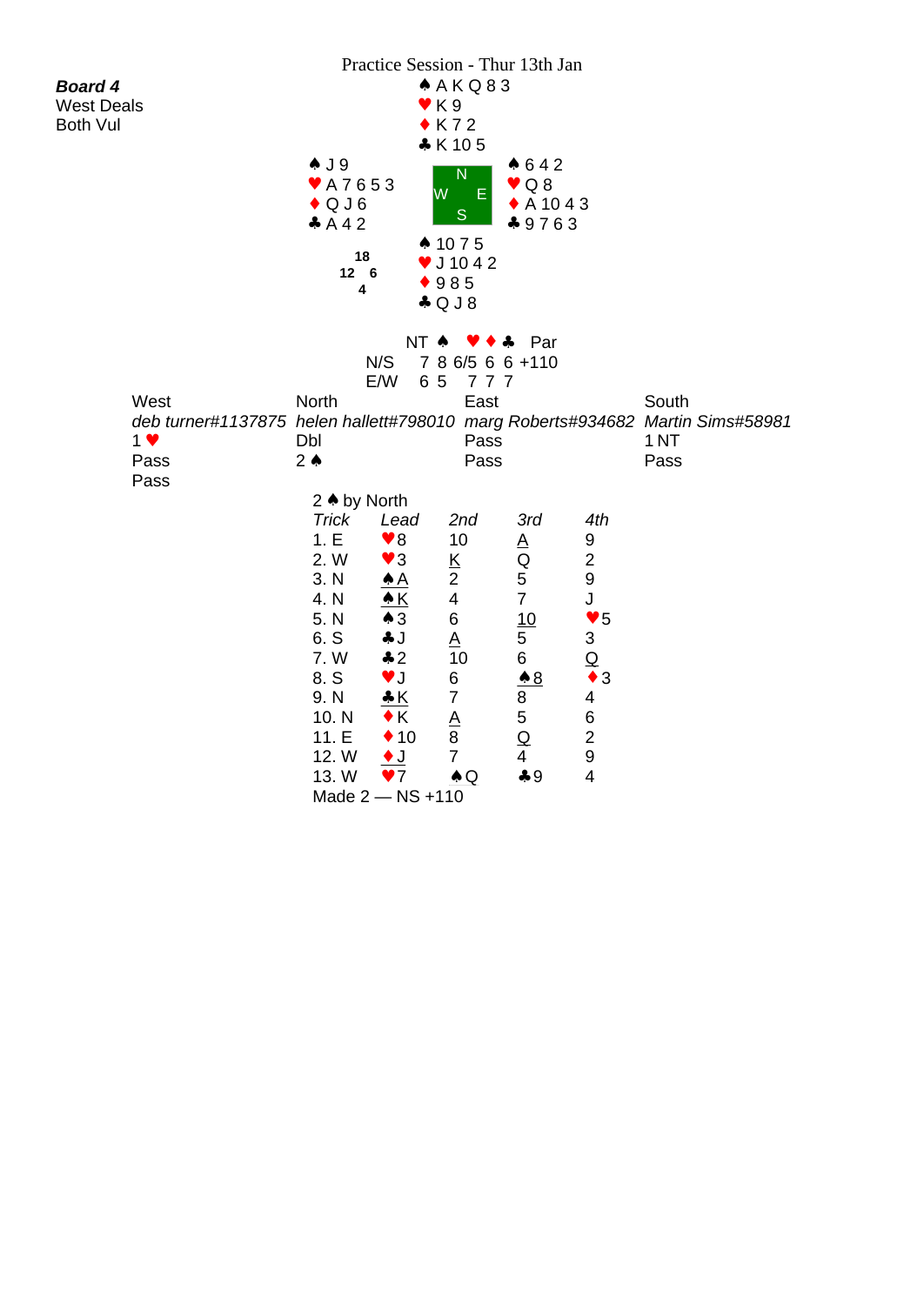Practice Session - Thur 13th Jan

**Board 4**
West Deals
Both Vul

North
♠ A K Q 8 3
♥ K 9
♦ K 7 2
♣ K 10 5

West
♠ J 9
♥ A 7 6 5 3
♦ Q J 6
♣ A 4 2

East
♠ 6 4 2
♥ Q 8
♦ A 10 4 3
♣ 9 7 6 3

South
♠ 10 7 5
♥ J 10 4 2
♦ 9 8 5
♣ Q J 8

HCP: N 18, W 12, E 6, S 4

| | NT | ♠ | ♥ | ♦ | ♣ | Par |
|---|---|---|---|---|---|---|
| N/S | 7 | 8 | 6/5 | 6 | 6 | +110 |
| E/W | 6 | 5 | 7 | 7 | 7 | |

| West | North | East | South |
|---|---|---|---|
| *deb turner#1137875* | *helen hallett#798010* | *marg Roberts#934682* | *Martin Sims#58981* |
| 1 ♥ | Dbl | Pass | 1 NT |
| Pass | 2 ♠ | Pass | Pass |
| Pass | | | |

2 ♠ by North

| *Trick* | *Lead* | *2nd* | *3rd* | *4th* |
|---|---|---|---|---|
| 1. E | ♥8 | 10 | A | 9 |
| 2. W | ♥3 | K | Q | 2 |
| 3. N | ♠A | 2 | 5 | 9 |
| 4. N | ♠K | 4 | 7 | J |
| 5. N | ♠3 | 6 | 10 | ♥5 |
| 6. S | ♣J | A | 5 | 3 |
| 7. W | ♣2 | 10 | 6 | Q |
| 8. S | ♥J | 6 | ♠8 | ♦3 |
| 9. N | ♣K | 7 | 8 | 4 |
| 10. N | ♦K | A | 5 | 6 |
| 11. E | ♦10 | 8 | Q | 2 |
| 12. W | ♦J | 7 | 4 | 9 |
| 13. W | ♥7 | ♠Q | ♣9 | 4 |

Made 2 — NS +110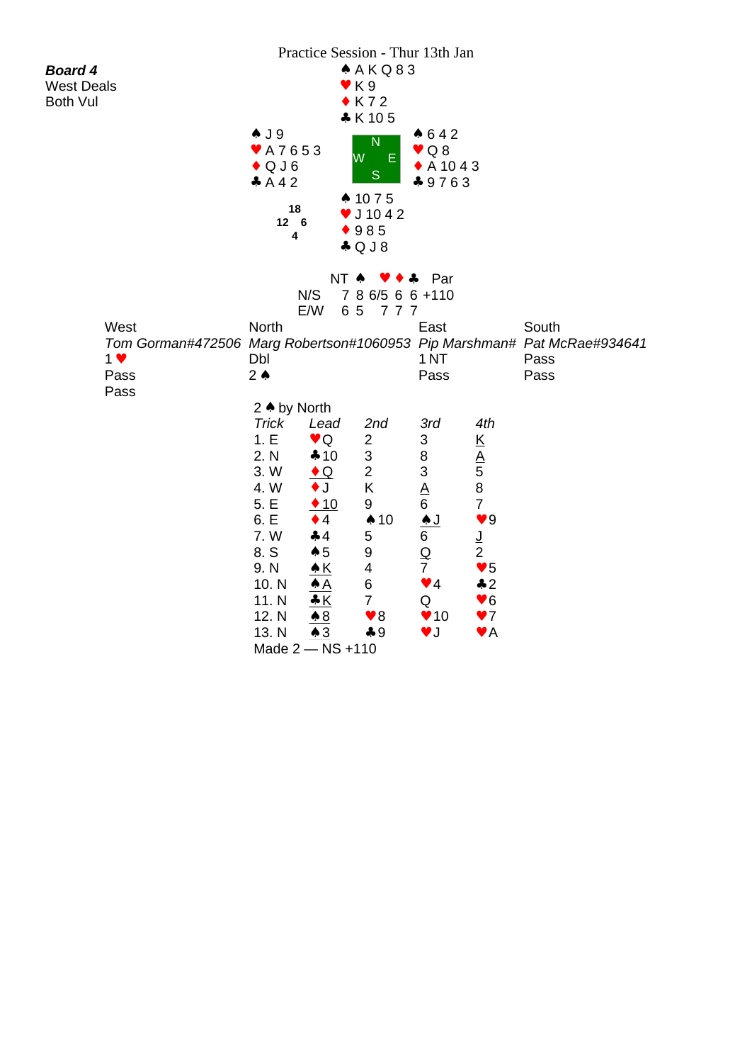# Practice Session - Thur 13th Jan

**Board 4**
West Deals
Both Vul

North:
♠ A K Q 8 3
♥ K 9
♦ K 7 2
♣ K 10 5

West:
♠ J 9
♥ A 7 6 5 3
♦ Q J 6
♣ A 4 2

East:
♠ 6 4 2
♥ Q 8
♦ A 10 4 3
♣ 9 7 6 3

South:
♠ 10 7 5
♥ J 10 4 2
♦ 9 8 5
♣ Q J 8

HCP: N 18, W 12, E 6, S 4

| | NT | ♠ | ♥ | ♦ | ♣ | Par |
|---|---|---|---|---|---|---|
| N/S | 7 | 8 | 6/5 | 6 | 6 | +110 |
| E/W | 6 | 5 | | 7 | 7 | 7 |

| West | North | East | South |
|---|---|---|---|
| *Tom Gorman#472506* | *Marg Robertson#1060953* | *Pip Marshman#* | *Pat McRae#934641* |
| 1 ♥ | Dbl | 1 NT | Pass |
| Pass | 2 ♠ | Pass | Pass |
| Pass | | | |

2 ♠ by North

| *Trick* | *Lead* | *2nd* | *3rd* | *4th* |
|---|---|---|---|---|
| 1. E | ♥Q | 2 | 3 | K |
| 2. N | ♣10 | 3 | 8 | A |
| 3. W | ♦Q | 2 | 3 | 5 |
| 4. W | ♦J | K | A | 8 |
| 5. E | ♦10 | 9 | 6 | 7 |
| 6. E | ♦4 | ♠10 | ♠J | ♥9 |
| 7. W | ♣4 | 5 | 6 | J |
| 8. S | ♠5 | 9 | Q | 2 |
| 9. N | ♠K | 4 | 7 | ♥5 |
| 10. N | ♠A | 6 | ♥4 | ♣2 |
| 11. N | ♣K | 7 | Q | ♥6 |
| 12. N | ♠8 | ♥8 | ♥10 | ♥7 |
| 13. N | ♠3 | ♣9 | ♥J | ♥A |

Made 2 — NS +110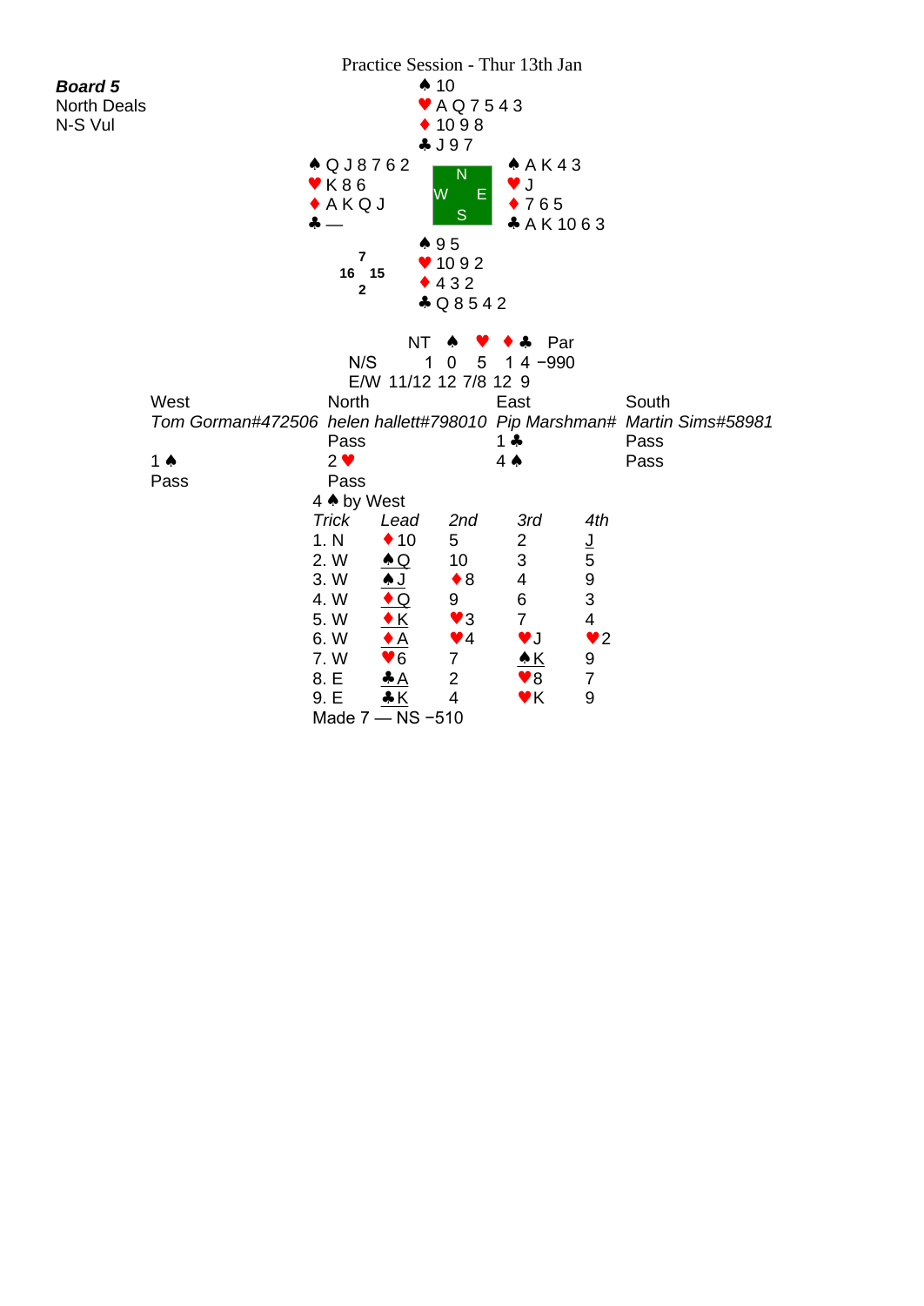Practice Session - Thur 13th Jan

**_Board 5_**
North Deals
N-S Vul

North:
♠ 10
♥ A Q 7 5 4 3
♦ 10 9 8
♣ J 9 7

West:
♠ Q J 8 7 6 2
♥ K 8 6
♦ A K Q J
♣ —

East:
♠ A K 4 3
♥ J
♦ 7 6 5
♣ A K 10 6 3

South:
♠ 9 5
♥ 10 9 2
♦ 4 3 2
♣ Q 8 5 4 2

HCP: N 7, W 16, E 15, S 2

| | NT | ♠ | ♥ | ♦ | ♣ | Par |
|---|---|---|---|---|---|---|
| N/S | 1 | 0 | 5 | 1 | 4 | −990 |
| E/W | 11/12 | 12 | 7/8 | 12 | 9 | |

| West | North | East | South |
|---|---|---|---|
| *Tom Gorman#472506* | *helen hallett#798010* | *Pip Marshman#* | *Martin Sims#58981* |
| | Pass | 1 ♣ | Pass |
| 1 ♠ | 2 ♥ | 4 ♠ | Pass |
| Pass | Pass | | |

4 ♠ by West

| *Trick* | *Lead* | *2nd* | *3rd* | *4th* |
|---|---|---|---|---|
| 1. N | ♦ 10 | 5 | 2 | J |
| 2. W | ♠ Q | 10 | 3 | 5 |
| 3. W | ♠ J | ♦ 8 | 4 | 9 |
| 4. W | ♦ Q | 9 | 6 | 3 |
| 5. W | ♦ K | ♥ 3 | 7 | 4 |
| 6. W | ♦ A | ♥ 4 | ♥ J | ♥ 2 |
| 7. W | ♥ 6 | 7 | ♠ K | 9 |
| 8. E | ♣ A | 2 | ♥ 8 | 7 |
| 9. E | ♣ K | 4 | ♥ K | 9 |

Made 7 — NS −510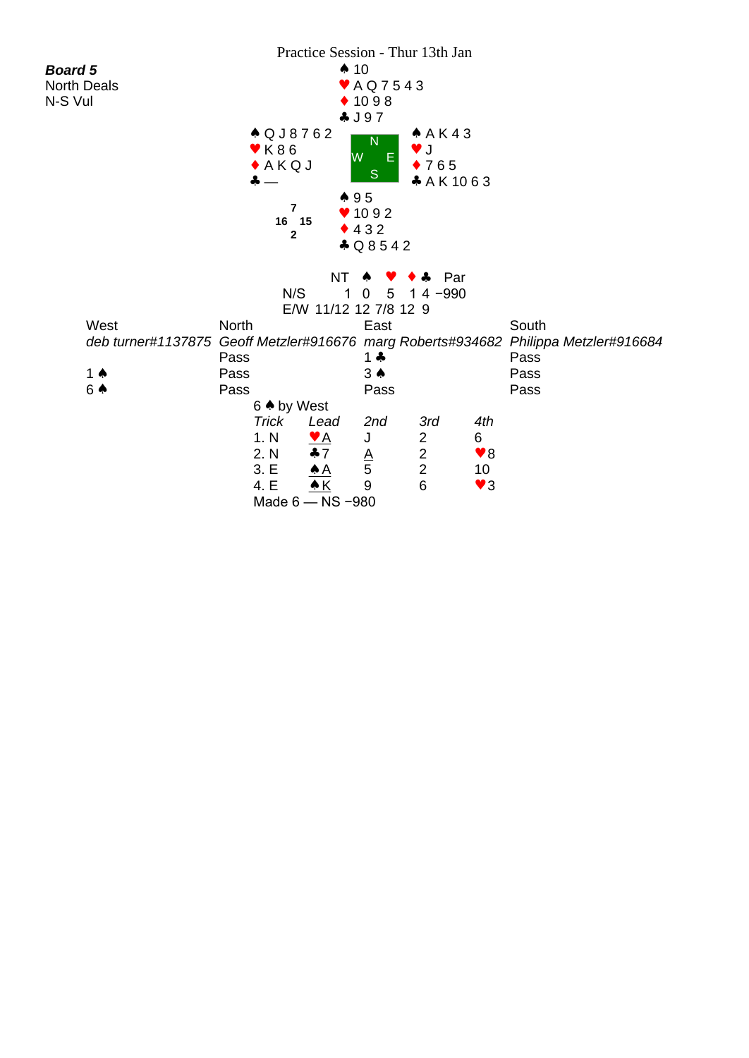Practice Session - Thur 13th Jan

**_Board 5_**
North Deals
N-S Vul

North:
♠ 10
♥ A Q 7 5 4 3
♦ 10 9 8
♣ J 9 7

West:
♠ Q J 8 7 6 2
♥ K 8 6
♦ A K Q J
♣ —

East:
♠ A K 4 3
♥ J
♦ 7 6 5
♣ A K 10 6 3

South:
♠ 9 5
♥ 10 9 2
♦ 4 3 2
♣ Q 8 5 4 2

HCP: N 7, W 16, E 15, S 2

| | NT | ♠ | ♥ | ♦ | ♣ | Par |
|---|---|---|---|---|---|---|
| N/S | 1 | 0 | 5 | 1 | 4 | −990 |
| E/W | 11/12 | 12 | 7/8 | 12 | 9 | |

| West | North | East | South |
|---|---|---|---|
| *deb turner#1137875* | *Geoff Metzler#916676* | *marg Roberts#934682* | *Philippa Metzler#916684* |
| | Pass | 1 ♣ | Pass |
| 1 ♠ | Pass | 3 ♠ | Pass |
| 6 ♠ | Pass | Pass | Pass |

6 ♠ by West

| *Trick* | *Lead* | *2nd* | *3rd* | *4th* |
|---|---|---|---|---|
| 1. N | ♥A | J | 2 | 6 |
| 2. N | ♣7 | A | 2 | ♥8 |
| 3. E | ♠A | 5 | 2 | 10 |
| 4. E | ♠K | 9 | 6 | ♥3 |

Made 6 — NS −980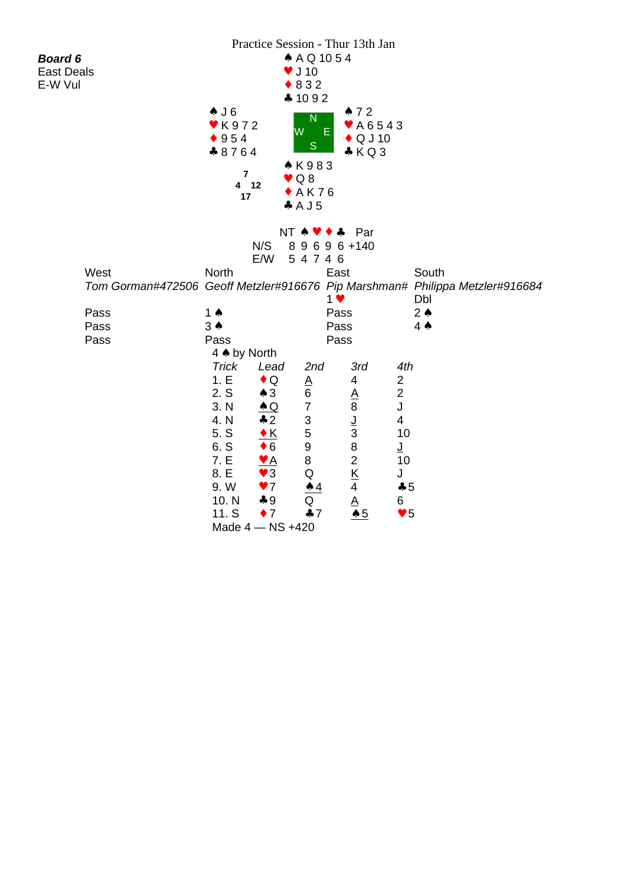Practice Session - Thur 13th Jan

**_Board 6_**
East Deals
E-W Vul

North:
♠ A Q 10 5 4
♥ J 10
♦ 8 3 2
♣ 10 9 2

West:
♠ J 6
♥ K 9 7 2
♦ 9 5 4
♣ 8 7 6 4

East:
♠ 7 2
♥ A 6 5 4 3
♦ Q J 10
♣ K Q 3

South:
♠ K 9 8 3
♥ Q 8
♦ A K 7 6
♣ A J 5

HCP: N 7, W 4, E 12, S 17

| | NT | ♠ | ♥ | ♦ | ♣ | Par |
|---|---|---|---|---|---|---|
| N/S | 8 | 9 | 6 | 9 | 6 | +140 |
| E/W | 5 | 4 | 7 | 4 | 6 | |

| West | North | East | South |
|---|---|---|---|
| *Tom Gorman#472506* | *Geoff Metzler#916676* | *Pip Marshman#* | *Philippa Metzler#916684* |
| | | 1 ♥ | Dbl |
| Pass | 1 ♠ | Pass | 2 ♠ |
| Pass | 3 ♠ | Pass | 4 ♠ |
| Pass | Pass | Pass | |

4 ♠ by North

| Trick | Lead | 2nd | 3rd | 4th |
|---|---|---|---|---|
| 1. E | ♦Q | A | 4 | 2 |
| 2. S | ♠3 | 6 | A | 2 |
| 3. N | ♠Q | 7 | 8 | J |
| 4. N | ♣2 | 3 | J | 4 |
| 5. S | ♦K | 5 | 3 | 10 |
| 6. S | ♦6 | 9 | 8 | J |
| 7. E | ♥A | 8 | 2 | 10 |
| 8. E | ♥3 | Q | K | J |
| 9. W | ♥7 | ♠4 | 4 | ♣5 |
| 10. N | ♣9 | Q | A | 6 |
| 11. S | ♦7 | ♣7 | ♠5 | ♥5 |

Made 4 — NS +420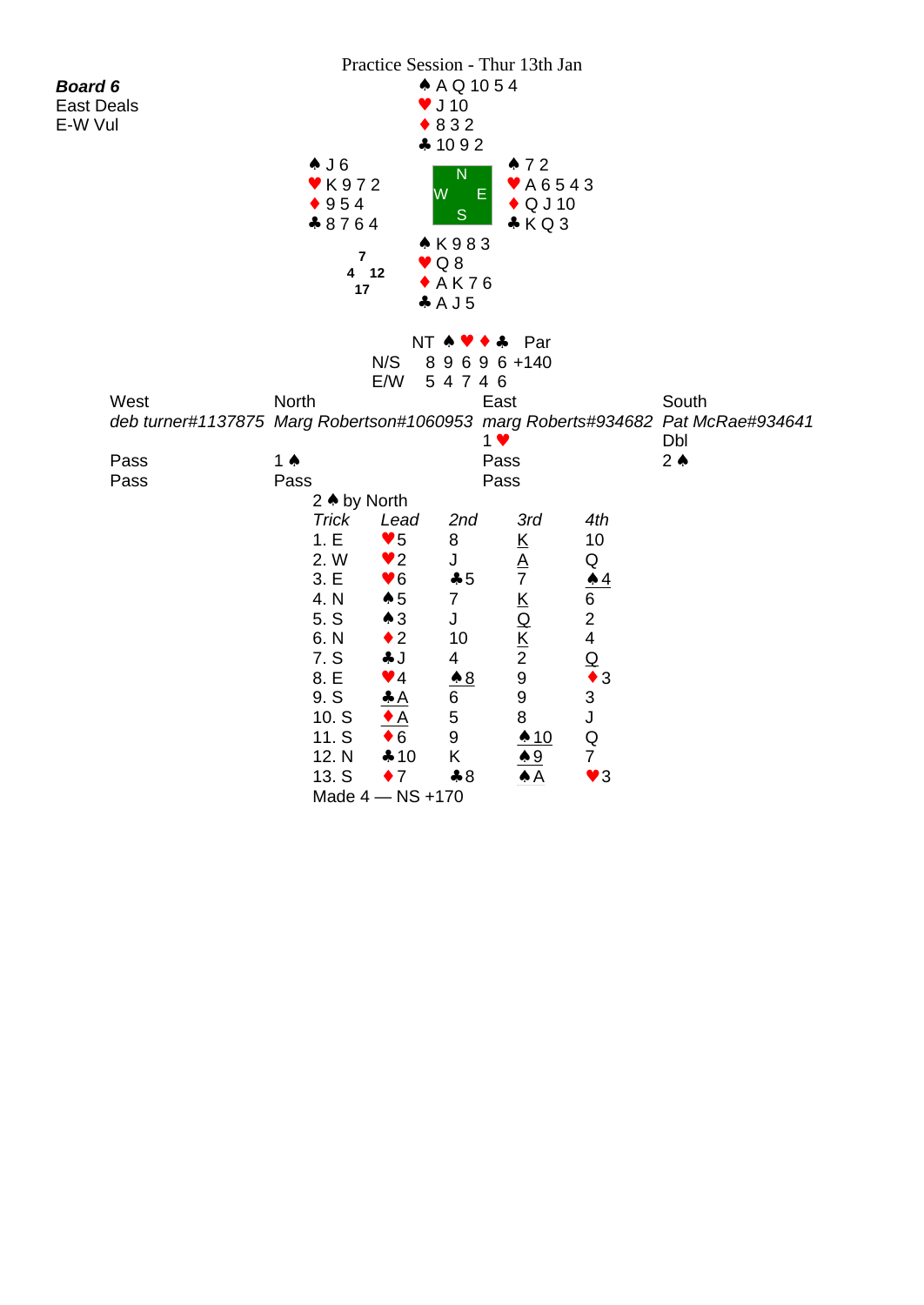Practice Session - Thur 13th Jan

**_Board 6_**
East Deals
E-W Vul

North
♠ A Q 10 5 4
♥ J 10
♦ 8 3 2
♣ 10 9 2

West
♠ J 6
♥ K 9 7 2
♦ 9 5 4
♣ 8 7 6 4

East
♠ 7 2
♥ A 6 5 4 3
♦ Q J 10
♣ K Q 3

South
♠ K 9 8 3
♥ Q 8
♦ A K 7 6
♣ A J 5

HCP: N 7, W 4, E 12, S 17

| | NT | ♠ | ♥ | ♦ | ♣ | Par |
|---|---|---|---|---|---|---|
| N/S | 8 | 9 | 6 | 9 | 6 | +140 |
| E/W | 5 | 4 | 7 | 4 | 6 | |

| West | North | East | South |
|---|---|---|---|
| *deb turner#1137875* | *Marg Robertson#1060953* | *marg Roberts#934682* | *Pat McRae#934641* |
| | | 1 ♥ | Dbl |
| Pass | 1 ♠ | Pass | 2 ♠ |
| Pass | Pass | Pass | |

2 ♠ by North

| *Trick* | *Lead* | *2nd* | *3rd* | *4th* |
|---|---|---|---|---|
| 1. E | ♥5 | 8 | K | 10 |
| 2. W | ♥2 | J | A | Q |
| 3. E | ♥6 | ♣5 | 7 | ♠4 |
| 4. N | ♠5 | 7 | K | 6 |
| 5. S | ♠3 | J | Q | 2 |
| 6. N | ♦2 | 10 | K | 4 |
| 7. S | ♣J | 4 | 2 | Q |
| 8. E | ♥4 | ♠8 | 9 | ♦3 |
| 9. S | ♣A | 6 | 9 | 3 |
| 10. S | ♦A | 5 | 8 | J |
| 11. S | ♦6 | 9 | ♠10 | Q |
| 12. N | ♣10 | K | ♠9 | 7 |
| 13. S | ♦7 | ♣8 | ♠A | ♥3 |

Made 4 — NS +170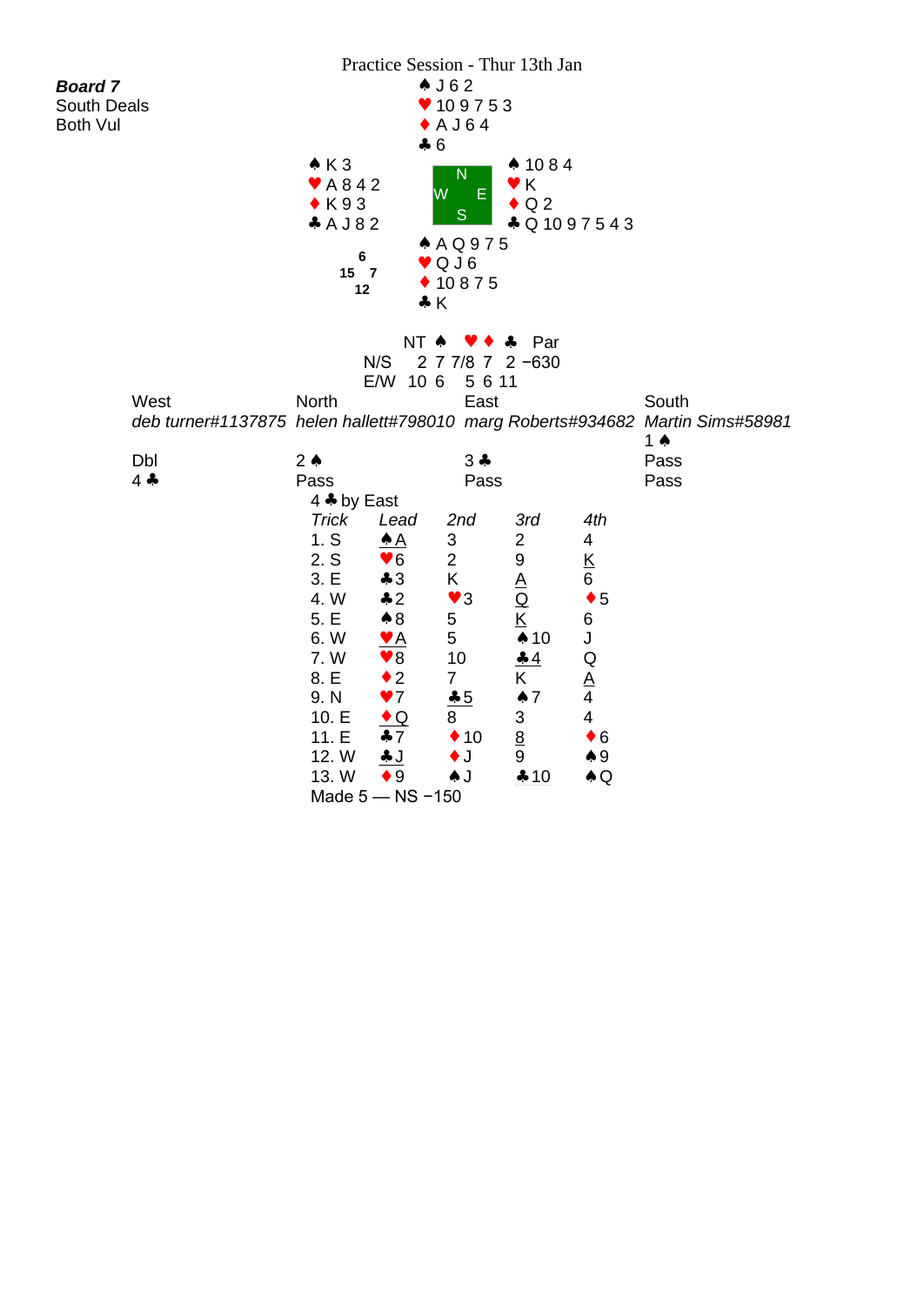Practice Session - Thur 13th Jan

***Board 7***
South Deals
Both Vul

| | North | |
|---|---|---|
| | ♠ J 6 2<br>♥ 10 9 7 5 3<br>♦ A J 6 4<br>♣ 6 | |
| **West**<br>♠ K 3<br>♥ A 8 4 2<br>♦ K 9 3<br>♣ A J 8 2 | N / W E / S | **East**<br>♠ 10 8 4<br>♥ K<br>♦ Q 2<br>♣ Q 10 9 7 5 4 3 |
| | **South**<br>♠ A Q 9 7 5<br>♥ Q J 6<br>♦ 10 8 7 5<br>♣ K | |

HCP: North 6, West 15, East 7, South 12

| | NT | ♠ | ♥ | ♦ | ♣ | Par |
|---|---|---|---|---|---|---|
| N/S | 2 | 7 | 7/8 | 7 | 2 | −630 |
| E/W | 10 | 6 | | 5 | 6 11 | |

| West | North | East | South |
|---|---|---|---|
| *deb turner#1137875* | *helen hallett#798010* | *marg Roberts#934682* | *Martin Sims#58981* |
| | | | 1 ♠ |
| Dbl | 2 ♠ | 3 ♣ | Pass |
| 4 ♣ | Pass | Pass | Pass |

4 ♣ by East

| *Trick* | *Lead* | *2nd* | *3rd* | *4th* |
|---|---|---|---|---|
| 1. S | ♠A | 3 | 2 | 4 |
| 2. S | ♥6 | 2 | 9 | K |
| 3. E | ♣3 | K | A | 6 |
| 4. W | ♣2 | ♥3 | Q | ♦5 |
| 5. E | ♠8 | 5 | K | 6 |
| 6. W | ♥A | 5 | ♠10 | J |
| 7. W | ♥8 | 10 | ♣4 | Q |
| 8. E | ♦2 | 7 | K | A |
| 9. N | ♥7 | ♣5 | ♠7 | 4 |
| 10. E | ♦Q | 8 | 3 | 4 |
| 11. E | ♣7 | ♦10 | 8 | ♦6 |
| 12. W | ♣J | ♦J | 9 | ♠9 |
| 13. W | ♦9 | ♠J | ♣10 | ♠Q |

Made 5 — NS −150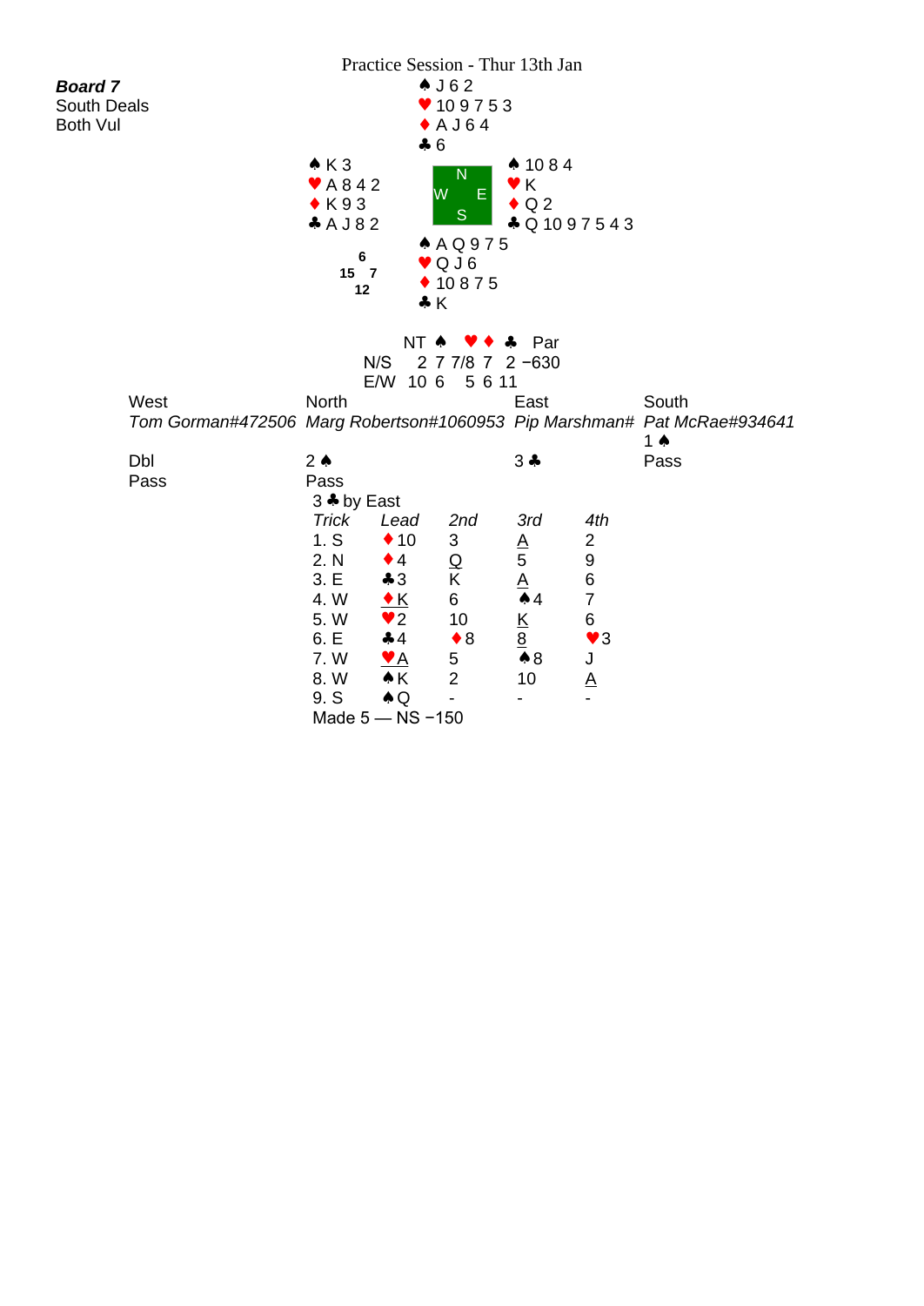Practice Session - Thur 13th Jan

***Board 7***
South Deals
Both Vul

North
♠ J 6 2
♥ 10 9 7 5 3
♦ A J 6 4
♣ 6

West
♠ K 3
♥ A 8 4 2
♦ K 9 3
♣ A J 8 2

East
♠ 10 8 4
♥ K
♦ Q 2
♣ Q 10 9 7 5 4 3

South
♠ A Q 9 7 5
♥ Q J 6
♦ 10 8 7 5
♣ K

HCP: N 6, E 7, S 12, W 15

| | NT | ♠ | ♥ | ♦ | ♣ | Par |
|---|---|---|---|---|---|---|
| N/S | 2 | 7 | 7/8 | 7 | 2 | −630 |
| E/W | 10 | 6 | | 5 | 6 11 | |

| West | North | East | South |
|---|---|---|---|
| *Tom Gorman#472506* | *Marg Robertson#1060953* | *Pip Marshman#* | *Pat McRae#934641* |
| | | | 1 ♠ |
| Dbl | 2 ♠ | 3 ♣ | Pass |
| Pass | Pass | | |

3 ♣ by East

| *Trick* | *Lead* | *2nd* | *3rd* | *4th* |
|---|---|---|---|---|
| 1. S | ♦ 10 | 3 | A | 2 |
| 2. N | ♦ 4 | Q | 5 | 9 |
| 3. E | ♣ 3 | K | A | 6 |
| 4. W | ♦ K | 6 | ♠ 4 | 7 |
| 5. W | ♥ 2 | 10 | K | 6 |
| 6. E | ♣ 4 | ♦ 8 | 8 | ♥ 3 |
| 7. W | ♥ A | 5 | ♠ 8 | J |
| 8. W | ♠ K | 2 | 10 | A |
| 9. S | ♠ Q | - | - | - |

Made 5 — NS −150